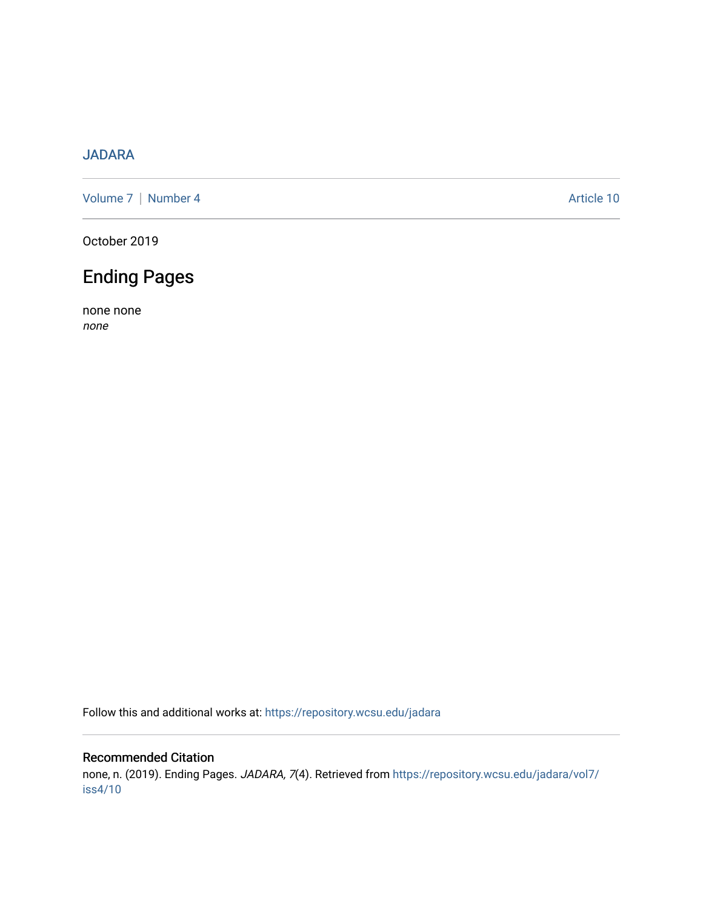JADARA

Volume 7 | Number 4 Article 10

October 2019

# Ending Pages

none none
*none*

Follow this and additional works at: https://repository.wcsu.edu/jadara

## Recommended Citation

none, n. (2019). Ending Pages. *JADARA, 7*(4). Retrieved from https://repository.wcsu.edu/jadara/vol7/iss4/10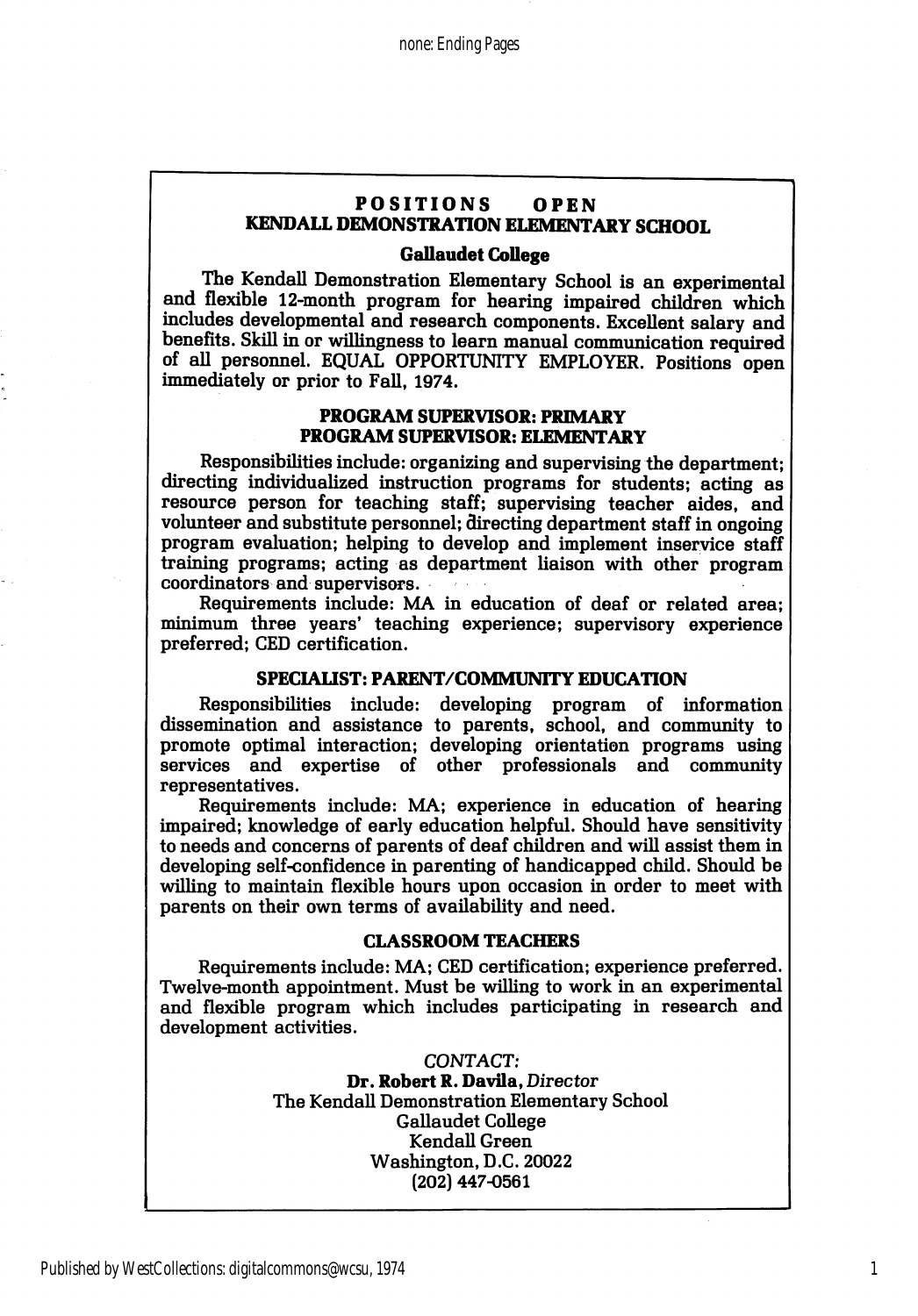# POSITIONS OPEN

## KENDALL DEMONSTRATION ELEMENTARY SCHOOL

### Gallaudet College

The Kendall Demonstration Elementary School is an experimental and flexible 12-month program for hearing impaired children which includes developmental and research components. Excellent salary and benefits. Skill in or willingness to learn manual communication required of all personnel. EQUAL OPPORTUNITY EMPLOYER. Positions open immediately or prior to Fall, 1974.

### PROGRAM SUPERVISOR: PRIMARY
### PROGRAM SUPERVISOR: ELEMENTARY

Responsibilities include: organizing and supervising the department; directing individualized instruction programs for students; acting as resource person for teaching staff; supervising teacher aides, and volunteer and substitute personnel; directing department staff in ongoing program evaluation; helping to develop and implement inservice staff training programs; acting as department liaison with other program coordinators and supervisors.

Requirements include: MA in education of deaf or related area; minimum three years' teaching experience; supervisory experience preferred; CED certification.

### SPECIALIST: PARENT/COMMUNITY EDUCATION

Responsibilities include: developing program of information dissemination and assistance to parents, school, and community to promote optimal interaction; developing orientation programs using services and expertise of other professionals and community representatives.

Requirements include: MA; experience in education of hearing impaired; knowledge of early education helpful. Should have sensitivity to needs and concerns of parents of deaf children and will assist them in developing self-confidence in parenting of handicapped child. Should be willing to maintain flexible hours upon occasion in order to meet with parents on their own terms of availability and need.

### CLASSROOM TEACHERS

Requirements include: MA; CED certification; experience preferred. Twelve-month appointment. Must be willing to work in an experimental and flexible program which includes participating in research and development activities.

*CONTACT:*
**Dr. Robert R. Davila,** *Director*
The Kendall Demonstration Elementary School
Gallaudet College
Kendall Green
Washington, D.C. 20022
(202) 447-0561